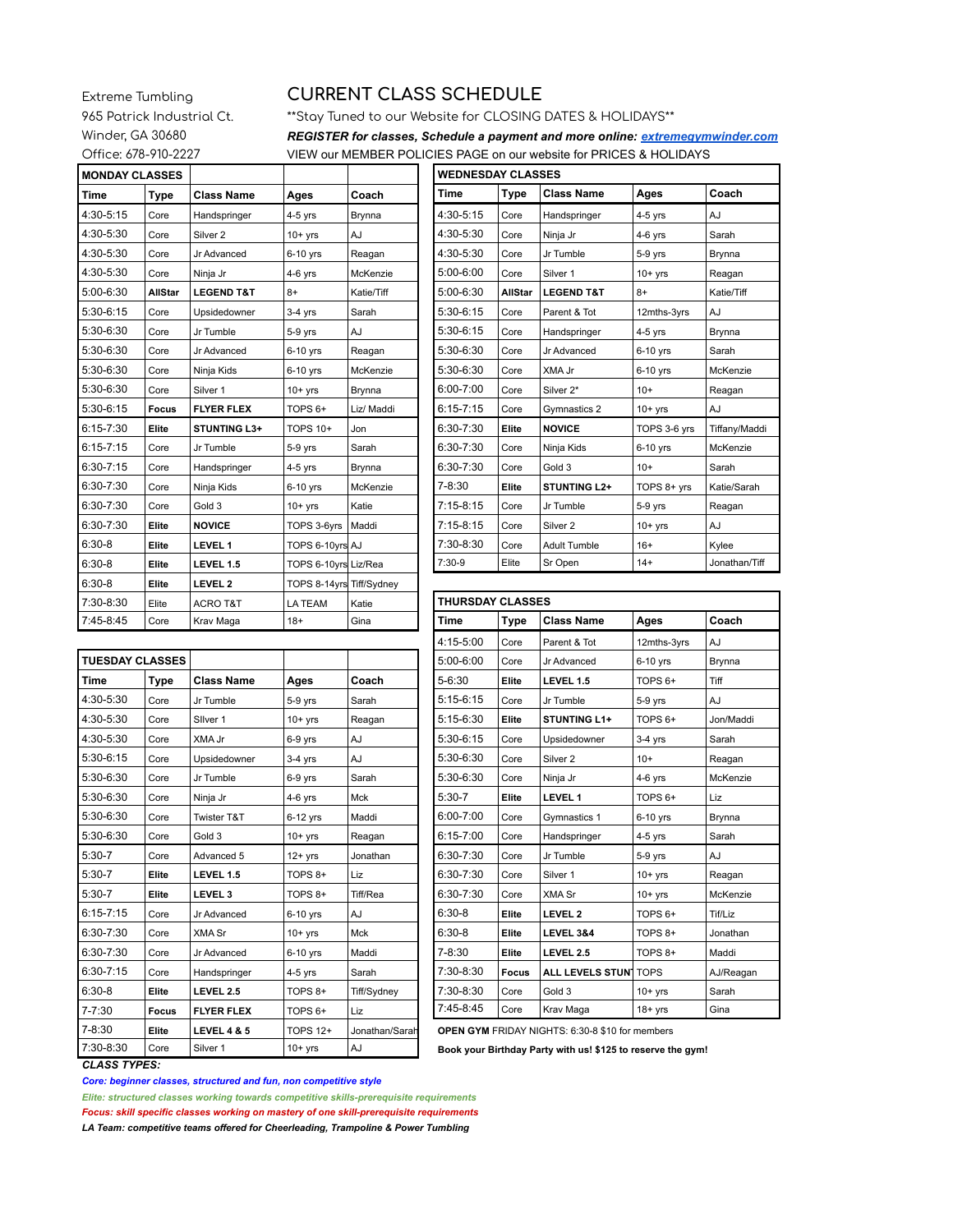Extreme Tumbling
965 Patrick Industrial Ct.
Winder, GA 30680
Office: 678-910-2227

# CURRENT CLASS SCHEDULE

**Stay Tuned to our Website for CLOSING DATES & HOLIDAYS**

***REGISTER for classes, Schedule a payment and more online: extremegymwinder.com***

VIEW our MEMBER POLICIES PAGE on our website for PRICES & HOLIDAYS

| **MONDAY CLASSES** | | | | |
|---|---|---|---|---|
| **Time** | **Type** | **Class Name** | **Ages** | **Coach** |
| 4:30-5:15 | Core | Handspringer | 4-5 yrs | Brynna |
| 4:30-5:30 | Core | Silver 2 | 10+ yrs | AJ |
| 4:30-5:30 | Core | Jr Advanced | 6-10 yrs | Reagan |
| 4:30-5:30 | Core | Ninja Jr | 4-6 yrs | McKenzie |
| 5:00-6:30 | **AllStar** | **LEGEND T&T** | 8+ | Katie/Tiff |
| 5:30-6:15 | Core | Upsidedowner | 3-4 yrs | Sarah |
| 5:30-6:30 | Core | Jr Tumble | 5-9 yrs | AJ |
| 5:30-6:30 | Core | Jr Advanced | 6-10 yrs | Reagan |
| 5:30-6:30 | Core | Ninja Kids | 6-10 yrs | McKenzie |
| 5:30-6:30 | Core | Silver 1 | 10+ yrs | Brynna |
| 5:30-6:15 | **Focus** | **FLYER FLEX** | TOPS 6+ | Liz/ Maddi |
| 6:15-7:30 | **Elite** | **STUNTING L3+** | TOPS 10+ | Jon |
| 6:15-7:15 | Core | Jr Tumble | 5-9 yrs | Sarah |
| 6:30-7:15 | Core | Handspringer | 4-5 yrs | Brynna |
| 6:30-7:30 | Core | Ninja Kids | 6-10 yrs | McKenzie |
| 6:30-7:30 | Core | Gold 3 | 10+ yrs | Katie |
| 6:30-7:30 | **Elite** | **NOVICE** | TOPS 3-6yrs | Maddi |
| 6:30-8 | **Elite** | **LEVEL 1** | TOPS 6-10yrs | AJ |
| 6:30-8 | **Elite** | **LEVEL 1.5** | TOPS 6-10yrs | Liz/Rea |
| 6:30-8 | **Elite** | **LEVEL 2** | TOPS 8-14yrs | Tiff/Sydney |
| 7:30-8:30 | Elite | ACRO T&T | LA TEAM | Katie |
| 7:45-8:45 | Core | Krav Maga | 18+ | Gina |

| **TUESDAY CLASSES** | | | | |
|---|---|---|---|---|
| **Time** | **Type** | **Class Name** | **Ages** | **Coach** |
| 4:30-5:30 | Core | Jr Tumble | 5-9 yrs | Sarah |
| 4:30-5:30 | Core | SIlver 1 | 10+ yrs | Reagan |
| 4:30-5:30 | Core | XMA Jr | 6-9 yrs | AJ |
| 5:30-6:15 | Core | Upsidedowner | 3-4 yrs | AJ |
| 5:30-6:30 | Core | Jr Tumble | 6-9 yrs | Sarah |
| 5:30-6:30 | Core | Ninja Jr | 4-6 yrs | Mck |
| 5:30-6:30 | Core | Twister T&T | 6-12 yrs | Maddi |
| 5:30-6:30 | Core | Gold 3 | 10+ yrs | Reagan |
| 5:30-7 | Core | Advanced 5 | 12+ yrs | Jonathan |
| 5:30-7 | **Elite** | **LEVEL 1.5** | TOPS 8+ | Liz |
| 5:30-7 | **Elite** | **LEVEL 3** | TOPS 8+ | Tiff/Rea |
| 6:15-7:15 | Core | Jr Advanced | 6-10 yrs | AJ |
| 6:30-7:30 | Core | XMA Sr | 10+ yrs | Mck |
| 6:30-7:30 | Core | Jr Advanced | 6-10 yrs | Maddi |
| 6:30-7:15 | Core | Handspringer | 4-5 yrs | Sarah |
| 6:30-8 | **Elite** | **LEVEL 2.5** | TOPS 8+ | Tiff/Sydney |
| 7-7:30 | **Focus** | **FLYER FLEX** | TOPS 6+ | Liz |
| 7-8:30 | **Elite** | **LEVEL 4 & 5** | TOPS 12+ | Jonathan/Sarah |
| 7:30-8:30 | Core | Silver 1 | 10+ yrs | AJ |

| **WEDNESDAY CLASSES** | | | | |
|---|---|---|---|---|
| **Time** | **Type** | **Class Name** | **Ages** | **Coach** |
| 4:30-5:15 | Core | Handspringer | 4-5 yrs | AJ |
| 4:30-5:30 | Core | Ninja Jr | 4-6 yrs | Sarah |
| 4:30-5:30 | Core | Jr Tumble | 5-9 yrs | Brynna |
| 5:00-6:00 | Core | Silver 1 | 10+ yrs | Reagan |
| 5:00-6:30 | **AllStar** | **LEGEND T&T** | 8+ | Katie/Tiff |
| 5:30-6:15 | Core | Parent & Tot | 12mths-3yrs | AJ |
| 5:30-6:15 | Core | Handspringer | 4-5 yrs | Brynna |
| 5:30-6:30 | Core | Jr Advanced | 6-10 yrs | Sarah |
| 5:30-6:30 | Core | XMA Jr | 6-10 yrs | McKenzie |
| 6:00-7:00 | Core | Silver 2* | 10+ | Reagan |
| 6:15-7:15 | Core | Gymnastics 2 | 10+ yrs | AJ |
| 6:30-7:30 | **Elite** | **NOVICE** | TOPS 3-6 yrs | Tiffany/Maddi |
| 6:30-7:30 | Core | Ninja Kids | 6-10 yrs | McKenzie |
| 6:30-7:30 | Core | Gold 3 | 10+ | Sarah |
| 7-8:30 | **Elite** | **STUNTING L2+** | TOPS 8+ yrs | Katie/Sarah |
| 7:15-8:15 | Core | Jr Tumble | 5-9 yrs | Reagan |
| 7:15-8:15 | Core | Silver 2 | 10+ yrs | AJ |
| 7:30-8:30 | Core | Adult Tumble | 16+ | Kylee |
| 7:30-9 | Elite | Sr Open | 14+ | Jonathan/Tiff |

| **THURSDAY CLASSES** | | | | |
|---|---|---|---|---|
| **Time** | **Type** | **Class Name** | **Ages** | **Coach** |
| 4:15-5:00 | Core | Parent & Tot | 12mths-3yrs | AJ |
| 5:00-6:00 | Core | Jr Advanced | 6-10 yrs | Brynna |
| 5-6:30 | **Elite** | **LEVEL 1.5** | TOPS 6+ | Tiff |
| 5:15-6:15 | Core | Jr Tumble | 5-9 yrs | AJ |
| 5:15-6:30 | **Elite** | **STUNTING L1+** | TOPS 6+ | Jon/Maddi |
| 5:30-6:15 | Core | Upsidedowner | 3-4 yrs | Sarah |
| 5:30-6:30 | Core | Silver 2 | 10+ | Reagan |
| 5:30-6:30 | Core | Ninja Jr | 4-6 yrs | McKenzie |
| 5:30-7 | **Elite** | **LEVEL 1** | TOPS 6+ | Liz |
| 6:00-7:00 | Core | Gymnastics 1 | 6-10 yrs | Brynna |
| 6:15-7:00 | Core | Handspringer | 4-5 yrs | Sarah |
| 6:30-7:30 | Core | Jr Tumble | 5-9 yrs | AJ |
| 6:30-7:30 | Core | Silver 1 | 10+ yrs | Reagan |
| 6:30-7:30 | Core | XMA Sr | 10+ yrs | McKenzie |
| 6:30-8 | **Elite** | **LEVEL 2** | TOPS 6+ | Tif/Liz |
| 6:30-8 | **Elite** | **LEVEL 3&4** | TOPS 8+ | Jonathan |
| 7-8:30 | **Elite** | **LEVEL 2.5** | TOPS 8+ | Maddi |
| 7:30-8:30 | **Focus** | **ALL LEVELS STUNT** | TOPS | AJ/Reagan |
| 7:30-8:30 | Core | Gold 3 | 10+ yrs | Sarah |
| 7:45-8:45 | Core | Krav Maga | 18+ yrs | Gina |

**OPEN GYM** FRIDAY NIGHTS: 6:30-8 $10 for members

**Book your Birthday Party with us! $125 to reserve the gym!**

***CLASS TYPES:***

***Core: beginner classes, structured and fun, non competitive style***

***Elite: structured classes working towards competitive skills-prerequisite requirements***

***Focus: skill specific classes working on mastery of one skill-prerequisite requirements***

***LA Team: competitive teams offered for Cheerleading, Trampoline & Power Tumbling***